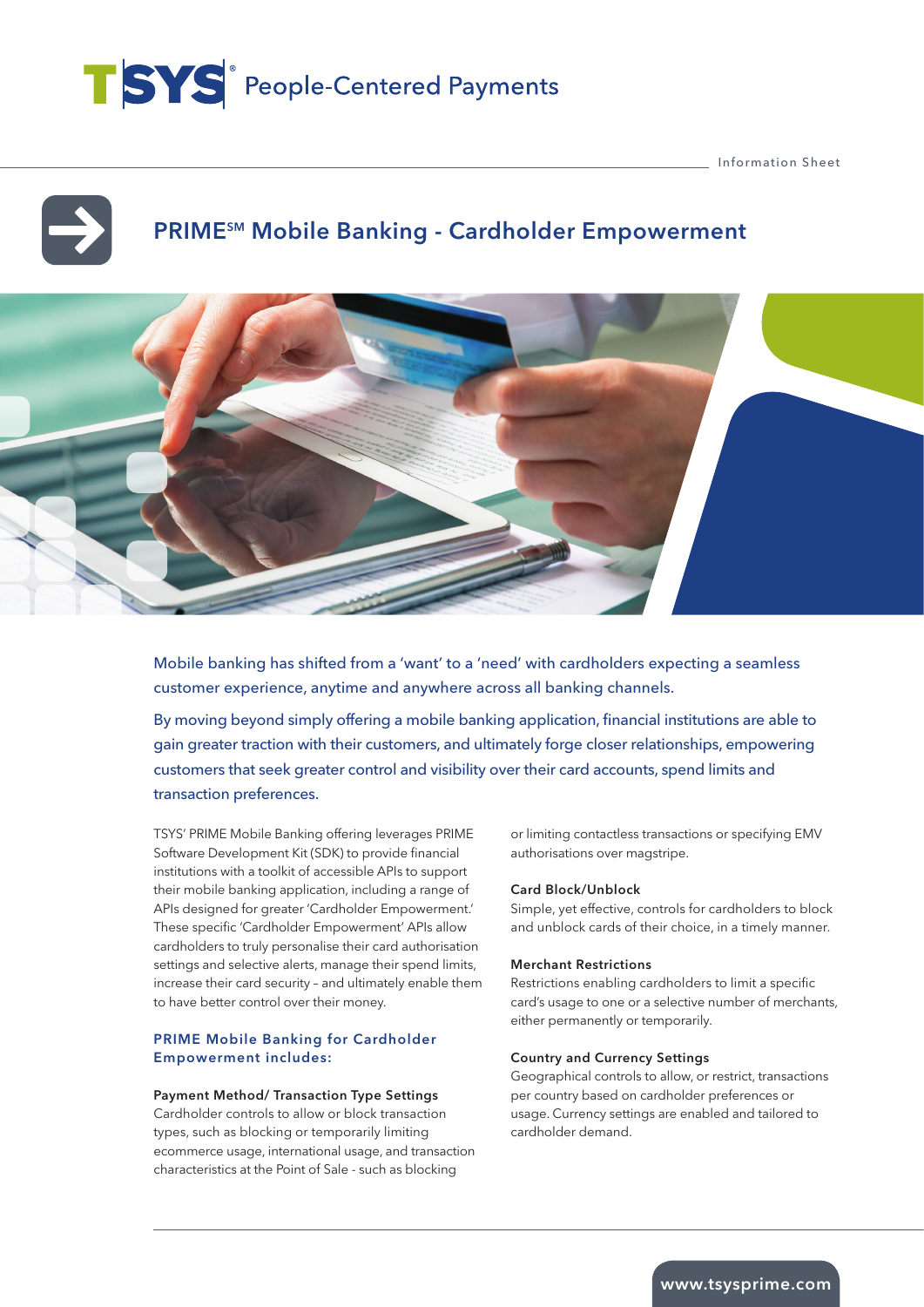TSYS® People-Centered Payments

Information Sheet

# PRIME℠ Mobile Banking - Cardholder Empowerment

Mobile banking has shifted from a 'want' to a 'need' with cardholders expecting a seamless customer experience, anytime and anywhere across all banking channels.

By moving beyond simply offering a mobile banking application, financial institutions are able to gain greater traction with their customers, and ultimately forge closer relationships, empowering customers that seek greater control and visibility over their card accounts, spend limits and transaction preferences.

TSYS' PRIME Mobile Banking offering leverages PRIME Software Development Kit (SDK) to provide financial institutions with a toolkit of accessible APIs to support their mobile banking application, including a range of APIs designed for greater 'Cardholder Empowerment.' These specific 'Cardholder Empowerment' APIs allow cardholders to truly personalise their card authorisation settings and selective alerts, manage their spend limits, increase their card security – and ultimately enable them to have better control over their money.

## PRIME Mobile Banking for Cardholder Empowerment includes:

**Payment Method/ Transaction Type Settings**
Cardholder controls to allow or block transaction types, such as blocking or temporarily limiting ecommerce usage, international usage, and transaction characteristics at the Point of Sale - such as blocking or limiting contactless transactions or specifying EMV authorisations over magstripe.

**Card Block/Unblock**
Simple, yet effective, controls for cardholders to block and unblock cards of their choice, in a timely manner.

**Merchant Restrictions**
Restrictions enabling cardholders to limit a specific card's usage to one or a selective number of merchants, either permanently or temporarily.

**Country and Currency Settings**
Geographical controls to allow, or restrict, transactions per country based on cardholder preferences or usage. Currency settings are enabled and tailored to cardholder demand.

www.tsysprime.com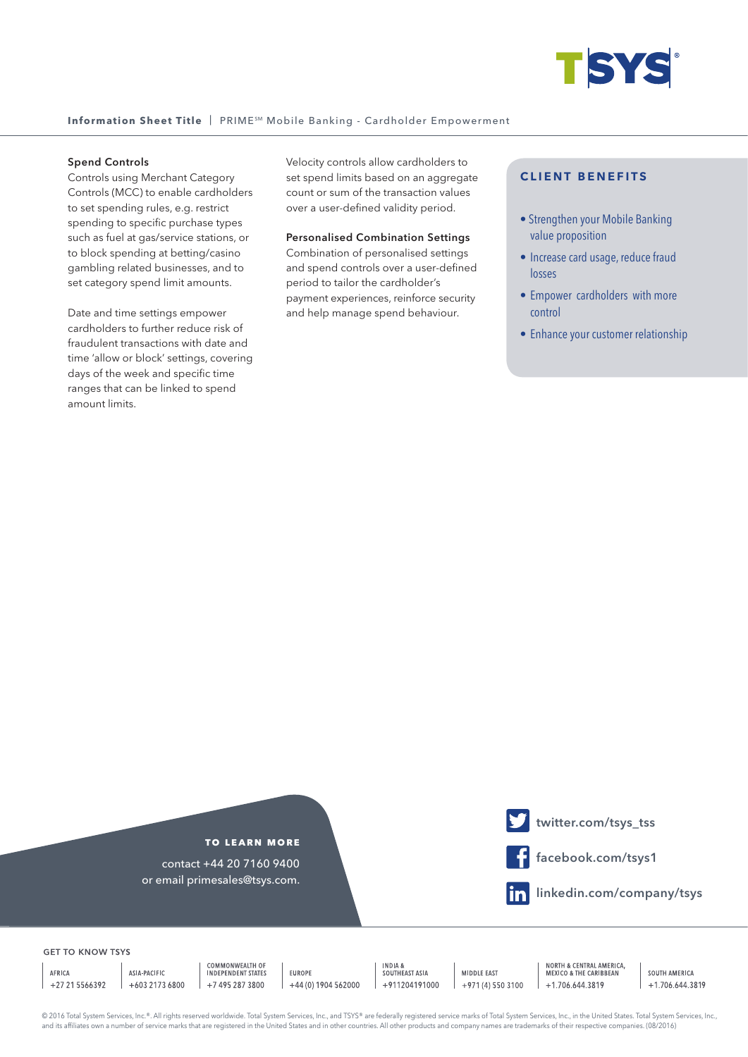## Spend Controls

Controls using Merchant Category Controls (MCC) to enable cardholders to set spending rules, e.g. restrict spending to specific purchase types such as fuel at gas/service stations, or to block spending at betting/casino gambling related businesses, and to set category spend limit amounts.

Date and time settings empower cardholders to further reduce risk of fraudulent transactions with date and time 'allow or block' settings, covering days of the week and specific time ranges that can be linked to spend amount limits.

Velocity controls allow cardholders to set spend limits based on an aggregate count or sum of the transaction values over a user-defined validity period.

## Personalised Combination Settings

Combination of personalised settings and spend controls over a user-defined period to tailor the cardholder's payment experiences, reinforce security and help manage spend behaviour.

## CLIENT BENEFITS

- Strengthen your Mobile Banking value proposition
- Increase card usage, reduce fraud losses
- Empower cardholders with more control
- Enhance your customer relationship

**TO LEARN MORE**

contact +44 20 7160 9400
or email primesales@tsys.com.

twitter.com/tsys_tss

facebook.com/tsys1

linkedin.com/company/tsys

GET TO KNOW TSYS

| AFRICA | ASIA-PACIFIC | COMMONWEALTH OF INDEPENDENT STATES | EUROPE | INDIA & SOUTHEAST ASIA | MIDDLE EAST | NORTH & CENTRAL AMERICA, MEXICO & THE CARIBBEAN | SOUTH AMERICA |
| --- | --- | --- | --- | --- | --- | --- | --- |
| +27 21 5566392 | +603 2173 6800 | +7 495 287 3800 | +44 (0) 1904 562000 | +911204191000 | +971 (4) 550 3100 | +1.706.644.3819 | +1.706.644.3819 |

© 2016 Total System Services, Inc.®. All rights reserved worldwide. Total System Services, Inc., and TSYS® are federally registered service marks of Total System Services, Inc., in the United States. Total System Services, Inc., and its affiliates own a number of service marks that are registered in the United States and in other countries. All other products and company names are trademarks of their respective companies. (08/2016)